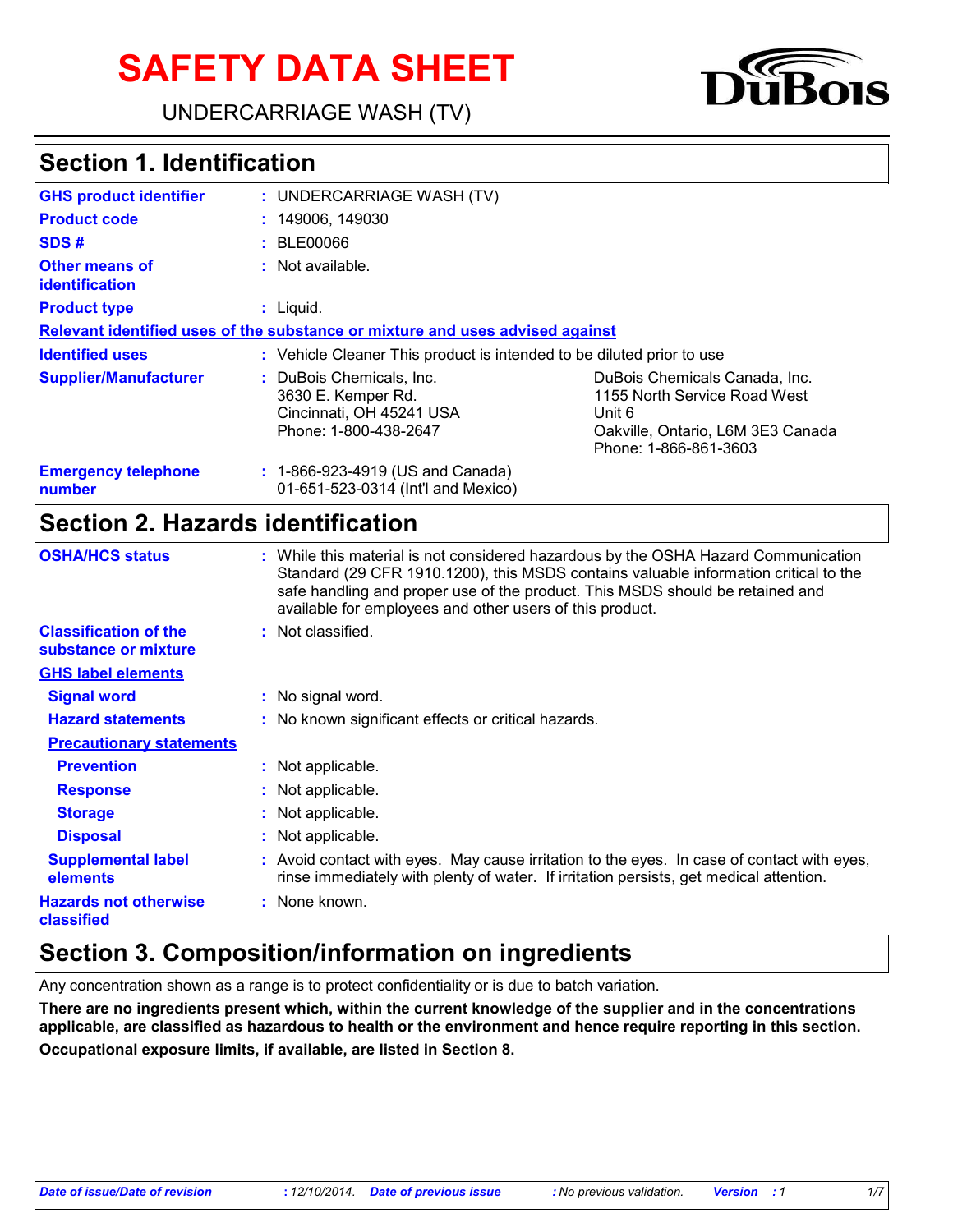# SAFETY DATA SHEET

UNDERCARRIAGE WASH (TV)

DuBois

## Section 1. Identification

| | |
|---|---|
| **GHS product identifier** | : UNDERCARRIAGE WASH (TV) |
| **Product code** | : 149006, 149030 |
| **SDS #** | : BLE00066 |
| **Other means of identification** | : Not available. |
| **Product type** | : Liquid. |

**Relevant identified uses of the substance or mixture and uses advised against**

| | | |
|---|---|---|
| **Identified uses** | : Vehicle Cleaner This product is intended to be diluted prior to use | |
| **Supplier/Manufacturer** | : DuBois Chemicals, Inc.<br>3630 E. Kemper Rd.<br>Cincinnati, OH 45241 USA<br>Phone: 1-800-438-2647 | DuBois Chemicals Canada, Inc.<br>1155 North Service Road West<br>Unit 6<br>Oakville, Ontario, L6M 3E3 Canada<br>Phone: 1-866-861-3603 |
| **Emergency telephone number** | : 1-866-923-4919 (US and Canada)<br>01-651-523-0314 (Int'l and Mexico) | |

## Section 2. Hazards identification

| | |
|---|---|
| **OSHA/HCS status** | : While this material is not considered hazardous by the OSHA Hazard Communication Standard (29 CFR 1910.1200), this MSDS contains valuable information critical to the safe handling and proper use of the product. This MSDS should be retained and available for employees and other users of this product. |
| **Classification of the substance or mixture** | : Not classified. |

**GHS label elements**

| | |
|---|---|
| **Signal word** | : No signal word. |
| **Hazard statements** | : No known significant effects or critical hazards. |

**Precautionary statements**

| | |
|---|---|
| **Prevention** | : Not applicable. |
| **Response** | : Not applicable. |
| **Storage** | : Not applicable. |
| **Disposal** | : Not applicable. |
| **Supplemental label elements** | : Avoid contact with eyes. May cause irritation to the eyes. In case of contact with eyes, rinse immediately with plenty of water. If irritation persists, get medical attention. |
| **Hazards not otherwise classified** | : None known. |

## Section 3. Composition/information on ingredients

Any concentration shown as a range is to protect confidentiality or is due to batch variation.

**There are no ingredients present which, within the current knowledge of the supplier and in the concentrations applicable, are classified as hazardous to health or the environment and hence require reporting in this section.**

**Occupational exposure limits, if available, are listed in Section 8.**

*Date of issue/Date of revision : 12/10/2014. Date of previous issue : No previous validation. Version : 1*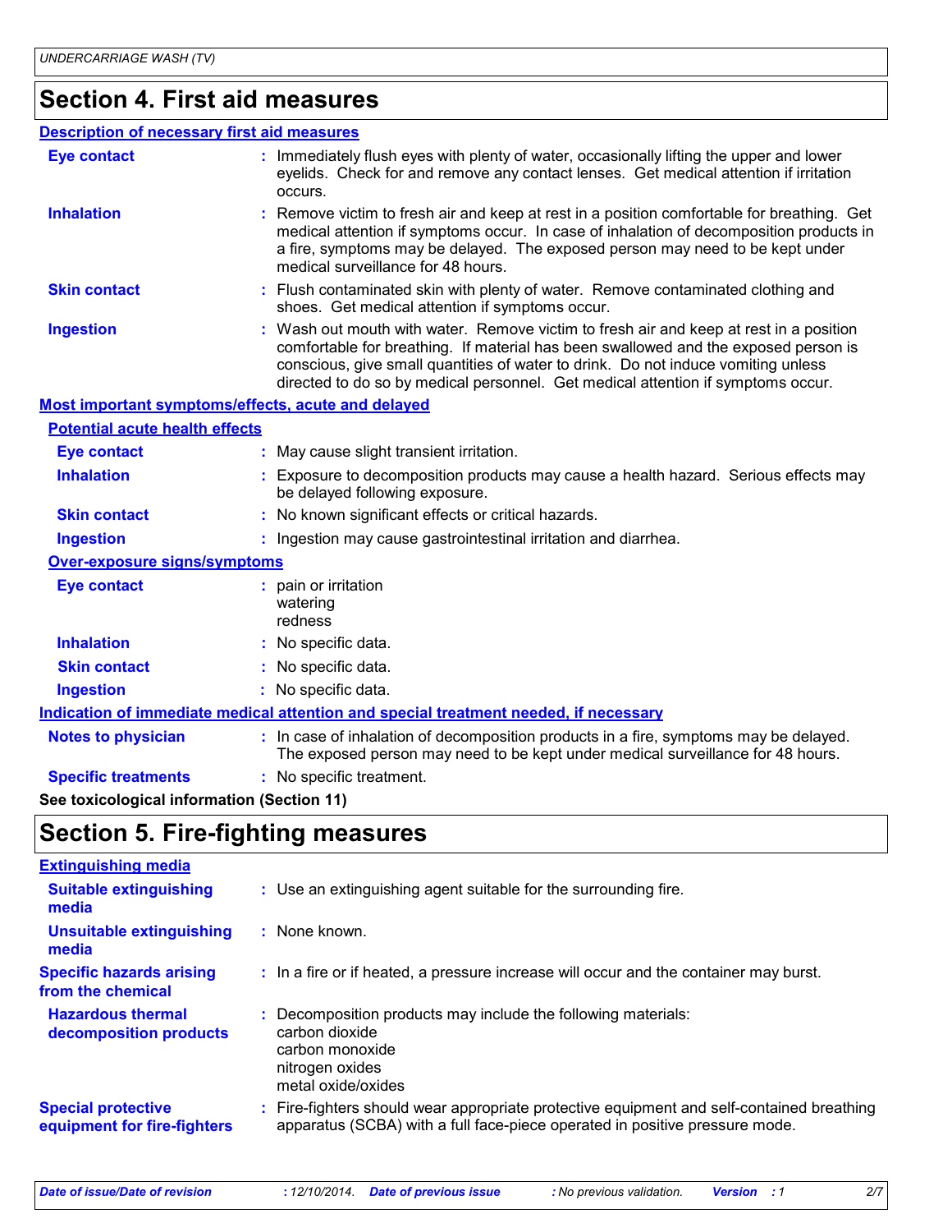## Section 4. First aid measures

### Description of necessary first aid measures

**Eye contact** : Immediately flush eyes with plenty of water, occasionally lifting the upper and lower eyelids. Check for and remove any contact lenses. Get medical attention if irritation occurs.

**Inhalation** : Remove victim to fresh air and keep at rest in a position comfortable for breathing. Get medical attention if symptoms occur. In case of inhalation of decomposition products in a fire, symptoms may be delayed. The exposed person may need to be kept under medical surveillance for 48 hours.

**Skin contact** : Flush contaminated skin with plenty of water. Remove contaminated clothing and shoes. Get medical attention if symptoms occur.

**Ingestion** : Wash out mouth with water. Remove victim to fresh air and keep at rest in a position comfortable for breathing. If material has been swallowed and the exposed person is conscious, give small quantities of water to drink. Do not induce vomiting unless directed to do so by medical personnel. Get medical attention if symptoms occur.

### Most important symptoms/effects, acute and delayed

#### Potential acute health effects

**Eye contact** : May cause slight transient irritation.

**Inhalation** : Exposure to decomposition products may cause a health hazard. Serious effects may be delayed following exposure.

**Skin contact** : No known significant effects or critical hazards.

**Ingestion** : Ingestion may cause gastrointestinal irritation and diarrhea.

#### Over-exposure signs/symptoms

**Eye contact** : pain or irritation
watering
redness

**Inhalation** : No specific data.

**Skin contact** : No specific data.

**Ingestion** : No specific data.

### Indication of immediate medical attention and special treatment needed, if necessary

**Notes to physician** : In case of inhalation of decomposition products in a fire, symptoms may be delayed. The exposed person may need to be kept under medical surveillance for 48 hours.

**Specific treatments** : No specific treatment.

**See toxicological information (Section 11)**

## Section 5. Fire-fighting measures

### Extinguishing media

**Suitable extinguishing media** : Use an extinguishing agent suitable for the surrounding fire.

**Unsuitable extinguishing media** : None known.

**Specific hazards arising from the chemical** : In a fire or if heated, a pressure increase will occur and the container may burst.

**Hazardous thermal decomposition products** : Decomposition products may include the following materials:
carbon dioxide
carbon monoxide
nitrogen oxides
metal oxide/oxides

**Special protective equipment for fire-fighters** : Fire-fighters should wear appropriate protective equipment and self-contained breathing apparatus (SCBA) with a full face-piece operated in positive pressure mode.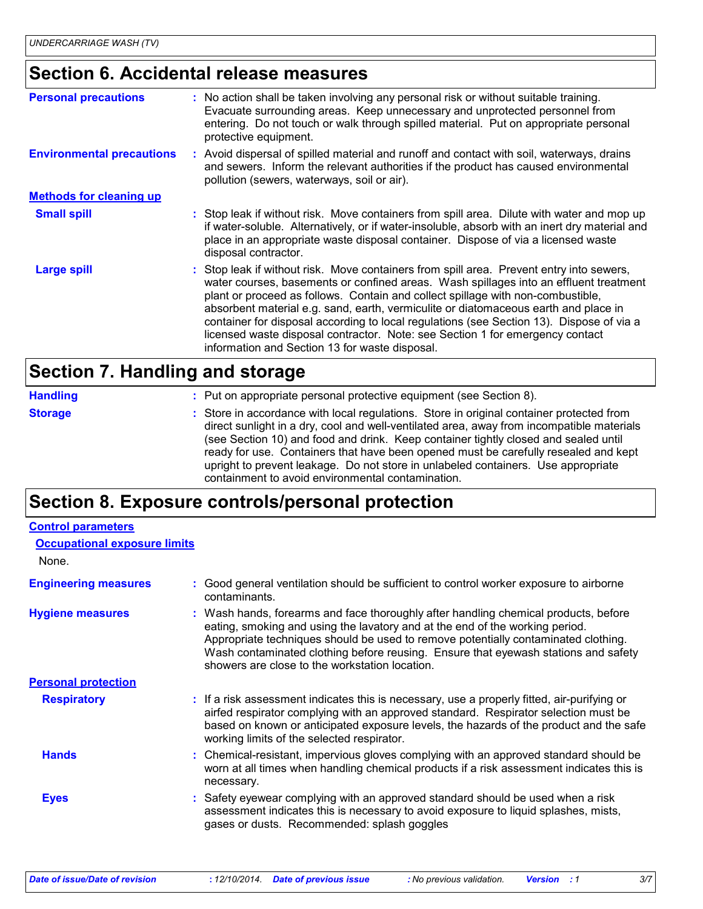## Section 6. Accidental release measures

**Personal precautions** : No action shall be taken involving any personal risk or without suitable training. Evacuate surrounding areas. Keep unnecessary and unprotected personnel from entering. Do not touch or walk through spilled material. Put on appropriate personal protective equipment.

**Environmental precautions** : Avoid dispersal of spilled material and runoff and contact with soil, waterways, drains and sewers. Inform the relevant authorities if the product has caused environmental pollution (sewers, waterways, soil or air).

### Methods for cleaning up

**Small spill** : Stop leak if without risk. Move containers from spill area. Dilute with water and mop up if water-soluble. Alternatively, or if water-insoluble, absorb with an inert dry material and place in an appropriate waste disposal container. Dispose of via a licensed waste disposal contractor.

**Large spill** : Stop leak if without risk. Move containers from spill area. Prevent entry into sewers, water courses, basements or confined areas. Wash spillages into an effluent treatment plant or proceed as follows. Contain and collect spillage with non-combustible, absorbent material e.g. sand, earth, vermiculite or diatomaceous earth and place in container for disposal according to local regulations (see Section 13). Dispose of via a licensed waste disposal contractor. Note: see Section 1 for emergency contact information and Section 13 for waste disposal.

## Section 7. Handling and storage

**Handling** : Put on appropriate personal protective equipment (see Section 8).

**Storage** : Store in accordance with local regulations. Store in original container protected from direct sunlight in a dry, cool and well-ventilated area, away from incompatible materials (see Section 10) and food and drink. Keep container tightly closed and sealed until ready for use. Containers that have been opened must be carefully resealed and kept upright to prevent leakage. Do not store in unlabeled containers. Use appropriate containment to avoid environmental contamination.

## Section 8. Exposure controls/personal protection

### Control parameters

#### Occupational exposure limits

None.

**Engineering measures** : Good general ventilation should be sufficient to control worker exposure to airborne contaminants.

**Hygiene measures** : Wash hands, forearms and face thoroughly after handling chemical products, before eating, smoking and using the lavatory and at the end of the working period. Appropriate techniques should be used to remove potentially contaminated clothing. Wash contaminated clothing before reusing. Ensure that eyewash stations and safety showers are close to the workstation location.

### Personal protection

**Respiratory** : If a risk assessment indicates this is necessary, use a properly fitted, air-purifying or airfed respirator complying with an approved standard. Respirator selection must be based on known or anticipated exposure levels, the hazards of the product and the safe working limits of the selected respirator.

**Hands** : Chemical-resistant, impervious gloves complying with an approved standard should be worn at all times when handling chemical products if a risk assessment indicates this is necessary.

**Eyes** : Safety eyewear complying with an approved standard should be used when a risk assessment indicates this is necessary to avoid exposure to liquid splashes, mists, gases or dusts. Recommended: splash goggles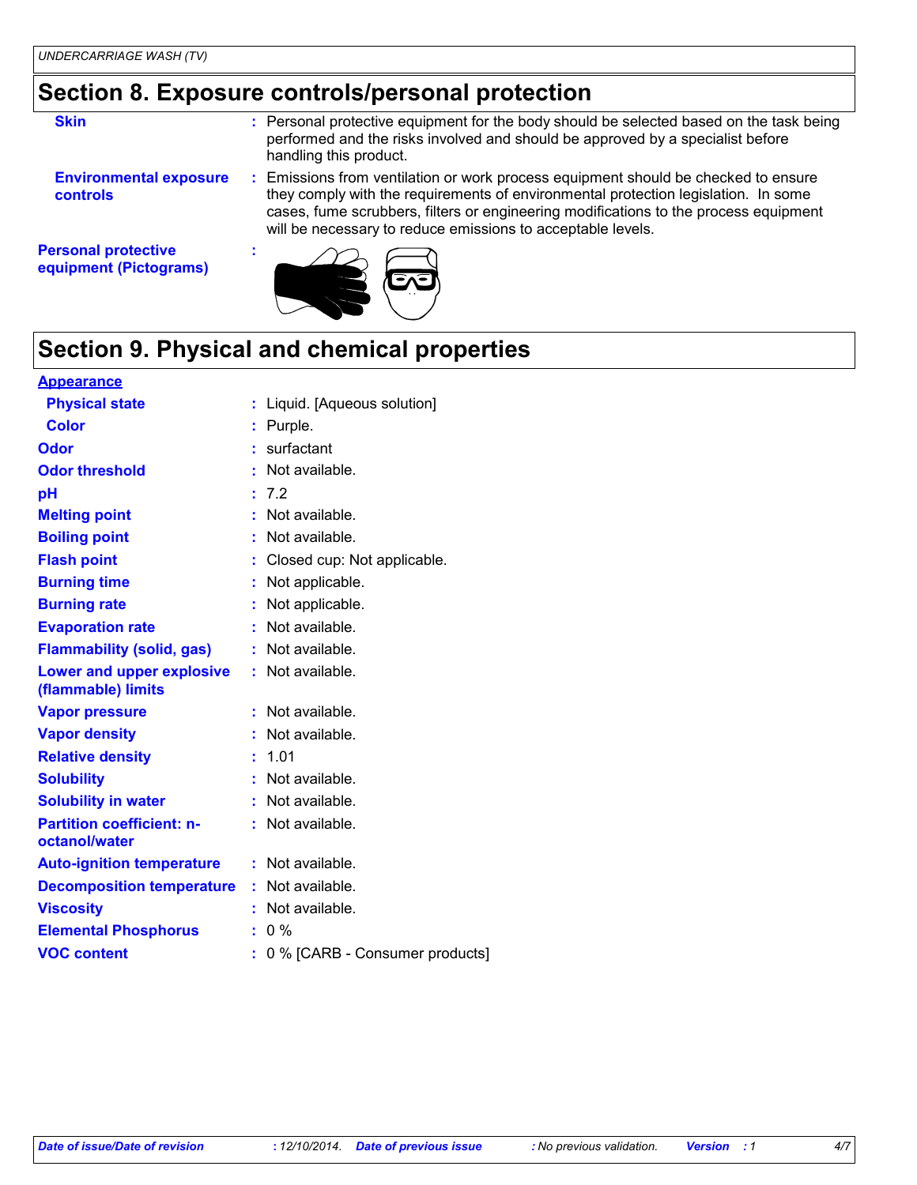## Section 8. Exposure controls/personal protection

| | | |
|---|---|---|
| **Skin** | : | Personal protective equipment for the body should be selected based on the task being performed and the risks involved and should be approved by a specialist before handling this product. |
| **Environmental exposure controls** | : | Emissions from ventilation or work process equipment should be checked to ensure they comply with the requirements of environmental protection legislation. In some cases, fume scrubbers, filters or engineering modifications to the process equipment will be necessary to reduce emissions to acceptable levels. |
| **Personal protective equipment (Pictograms)** | : | |

## Section 9. Physical and chemical properties

**Appearance**

| | | |
|---|---|---|
| **Physical state** | : | Liquid. [Aqueous solution] |
| **Color** | : | Purple. |
| **Odor** | : | surfactant |
| **Odor threshold** | : | Not available. |
| **pH** | : | 7.2 |
| **Melting point** | : | Not available. |
| **Boiling point** | : | Not available. |
| **Flash point** | : | Closed cup: Not applicable. |
| **Burning time** | : | Not applicable. |
| **Burning rate** | : | Not applicable. |
| **Evaporation rate** | : | Not available. |
| **Flammability (solid, gas)** | : | Not available. |
| **Lower and upper explosive (flammable) limits** | : | Not available. |
| **Vapor pressure** | : | Not available. |
| **Vapor density** | : | Not available. |
| **Relative density** | : | 1.01 |
| **Solubility** | : | Not available. |
| **Solubility in water** | : | Not available. |
| **Partition coefficient: n-octanol/water** | : | Not available. |
| **Auto-ignition temperature** | : | Not available. |
| **Decomposition temperature** | : | Not available. |
| **Viscosity** | : | Not available. |
| **Elemental Phosphorus** | : | 0 % |
| **VOC content** | : | 0 % [CARB - Consumer products] |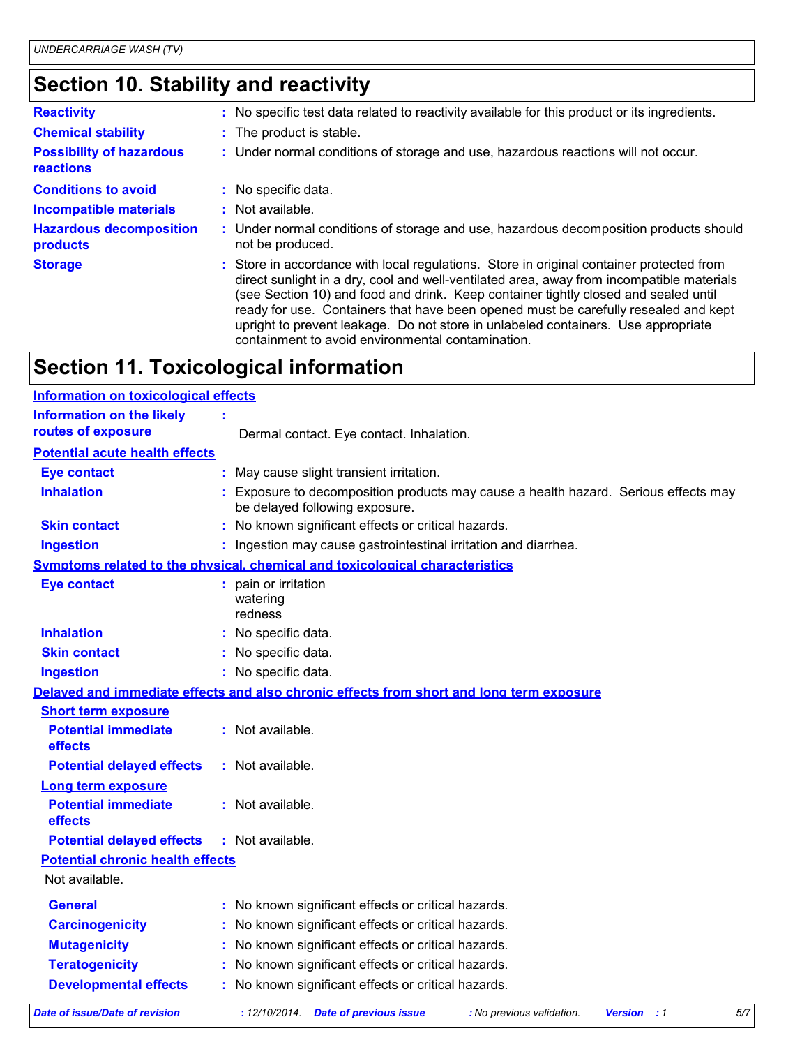# Section 10. Stability and reactivity

| | |
|---|---|
| **Reactivity** | : No specific test data related to reactivity available for this product or its ingredients. |
| **Chemical stability** | : The product is stable. |
| **Possibility of hazardous reactions** | : Under normal conditions of storage and use, hazardous reactions will not occur. |
| **Conditions to avoid** | : No specific data. |
| **Incompatible materials** | : Not available. |
| **Hazardous decomposition products** | : Under normal conditions of storage and use, hazardous decomposition products should not be produced. |
| **Storage** | : Store in accordance with local regulations. Store in original container protected from direct sunlight in a dry, cool and well-ventilated area, away from incompatible materials (see Section 10) and food and drink. Keep container tightly closed and sealed until ready for use. Containers that have been opened must be carefully resealed and kept upright to prevent leakage. Do not store in unlabeled containers. Use appropriate containment to avoid environmental contamination. |

# Section 11. Toxicological information

**Information on toxicological effects**

**Information on the likely routes of exposure** : Dermal contact. Eye contact. Inhalation.

**Potential acute health effects**

| | |
|---|---|
| **Eye contact** | : May cause slight transient irritation. |
| **Inhalation** | : Exposure to decomposition products may cause a health hazard. Serious effects may be delayed following exposure. |
| **Skin contact** | : No known significant effects or critical hazards. |
| **Ingestion** | : Ingestion may cause gastrointestinal irritation and diarrhea. |

**Symptoms related to the physical, chemical and toxicological characteristics**

| | |
|---|---|
| **Eye contact** | : pain or irritation<br>watering<br>redness |
| **Inhalation** | : No specific data. |
| **Skin contact** | : No specific data. |
| **Ingestion** | : No specific data. |

**Delayed and immediate effects and also chronic effects from short and long term exposure**

**Short term exposure**

| | |
|---|---|
| **Potential immediate effects** | : Not available. |
| **Potential delayed effects** | : Not available. |

**Long term exposure**

| | |
|---|---|
| **Potential immediate effects** | : Not available. |
| **Potential delayed effects** | : Not available. |

**Potential chronic health effects**

Not available.

| | |
|---|---|
| **General** | : No known significant effects or critical hazards. |
| **Carcinogenicity** | : No known significant effects or critical hazards. |
| **Mutagenicity** | : No known significant effects or critical hazards. |
| **Teratogenicity** | : No known significant effects or critical hazards. |
| **Developmental effects** | : No known significant effects or critical hazards. |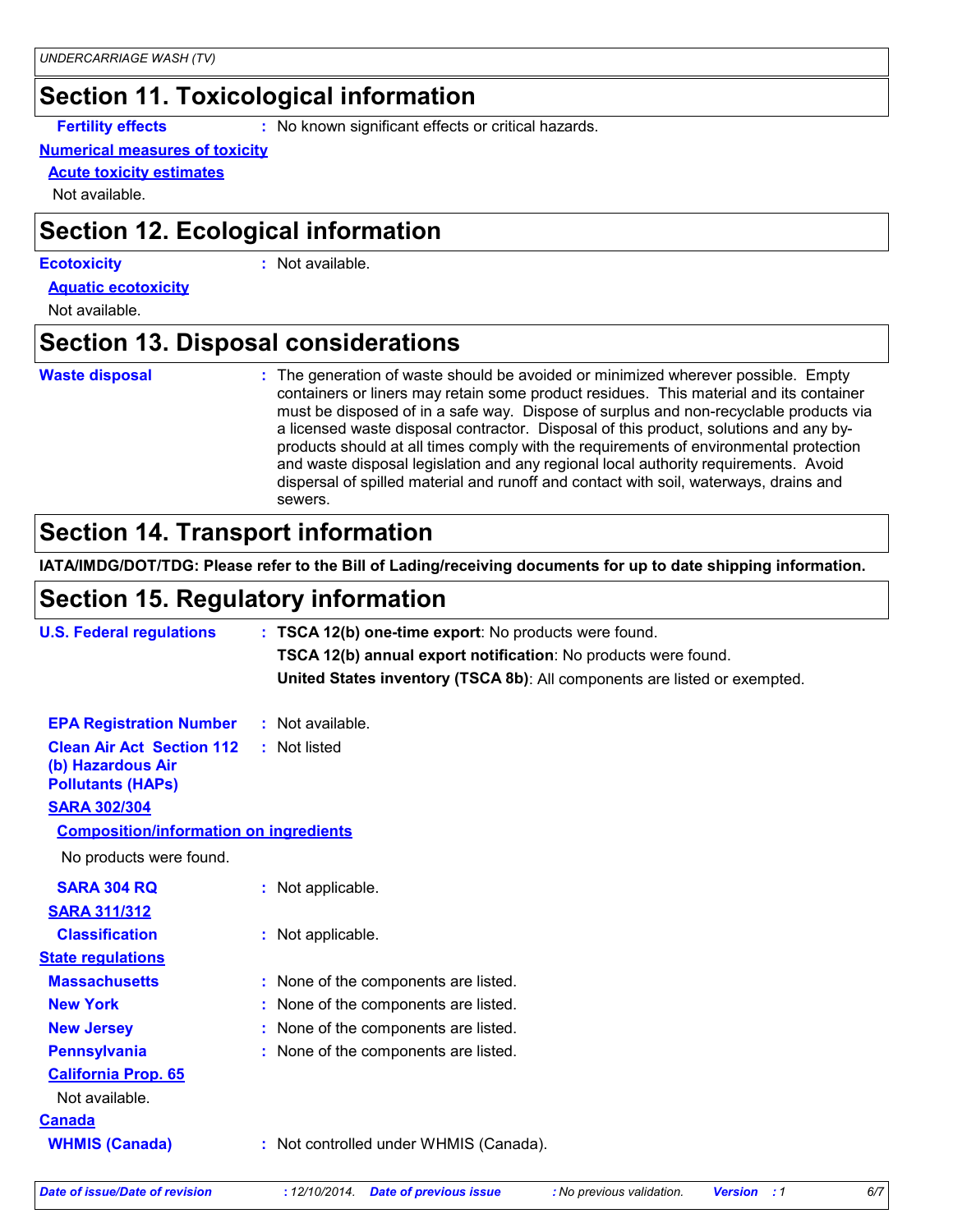## Section 11. Toxicological information

**Fertility effects** : No known significant effects or critical hazards.

**Numerical measures of toxicity**

**Acute toxicity estimates**

Not available.

## Section 12. Ecological information

**Ecotoxicity** : Not available.

**Aquatic ecotoxicity**

Not available.

## Section 13. Disposal considerations

**Waste disposal** : The generation of waste should be avoided or minimized wherever possible. Empty containers or liners may retain some product residues. This material and its container must be disposed of in a safe way. Dispose of surplus and non-recyclable products via a licensed waste disposal contractor. Disposal of this product, solutions and any by-products should at all times comply with the requirements of environmental protection and waste disposal legislation and any regional local authority requirements. Avoid dispersal of spilled material and runoff and contact with soil, waterways, drains and sewers.

## Section 14. Transport information

**IATA/IMDG/DOT/TDG: Please refer to the Bill of Lading/receiving documents for up to date shipping information.**

## Section 15. Regulatory information

**U.S. Federal regulations** : **TSCA 12(b) one-time export**: No products were found.
**TSCA 12(b) annual export notification**: No products were found.
**United States inventory (TSCA 8b)**: All components are listed or exempted.

**EPA Registration Number** : Not available.

**Clean Air Act Section 112 (b) Hazardous Air Pollutants (HAPs)** : Not listed

**SARA 302/304**

**Composition/information on ingredients**

No products were found.

**SARA 304 RQ** : Not applicable.

**SARA 311/312**

**Classification** : Not applicable.

**State regulations**

**Massachusetts** : None of the components are listed.

**New York** : None of the components are listed.

**New Jersey** : None of the components are listed.

**Pennsylvania** : None of the components are listed.

**California Prop. 65**

Not available.

**Canada**

**WHMIS (Canada)** : Not controlled under WHMIS (Canada).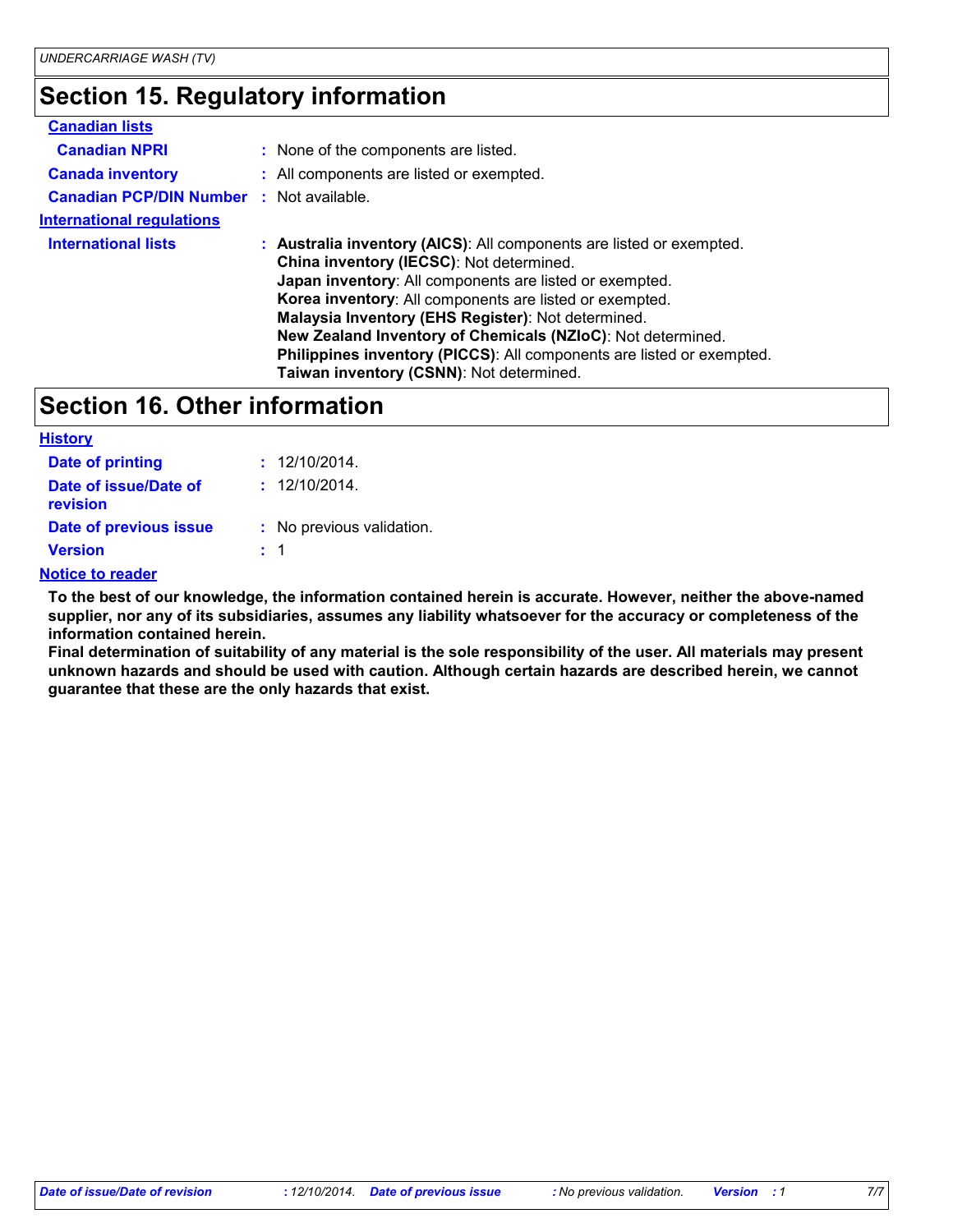## Section 15. Regulatory information

**Canadian lists**

**Canadian NPRI** : None of the components are listed.

**Canada inventory** : All components are listed or exempted.

**Canadian PCP/DIN Number** : Not available.

**International regulations**

**International lists** : **Australia inventory (AICS)**: All components are listed or exempted.
**China inventory (IECSC)**: Not determined.
**Japan inventory**: All components are listed or exempted.
**Korea inventory**: All components are listed or exempted.
**Malaysia Inventory (EHS Register)**: Not determined.
**New Zealand Inventory of Chemicals (NZIoC)**: Not determined.
**Philippines inventory (PICCS)**: All components are listed or exempted.
**Taiwan inventory (CSNN)**: Not determined.

## Section 16. Other information

**History**

**Date of printing** : 12/10/2014.

**Date of issue/Date of revision** : 12/10/2014.

**Date of previous issue** : No previous validation.

**Version** : 1

**Notice to reader**

**To the best of our knowledge, the information contained herein is accurate. However, neither the above-named supplier, nor any of its subsidiaries, assumes any liability whatsoever for the accuracy or completeness of the information contained herein.**
**Final determination of suitability of any material is the sole responsibility of the user. All materials may present unknown hazards and should be used with caution. Although certain hazards are described herein, we cannot guarantee that these are the only hazards that exist.**